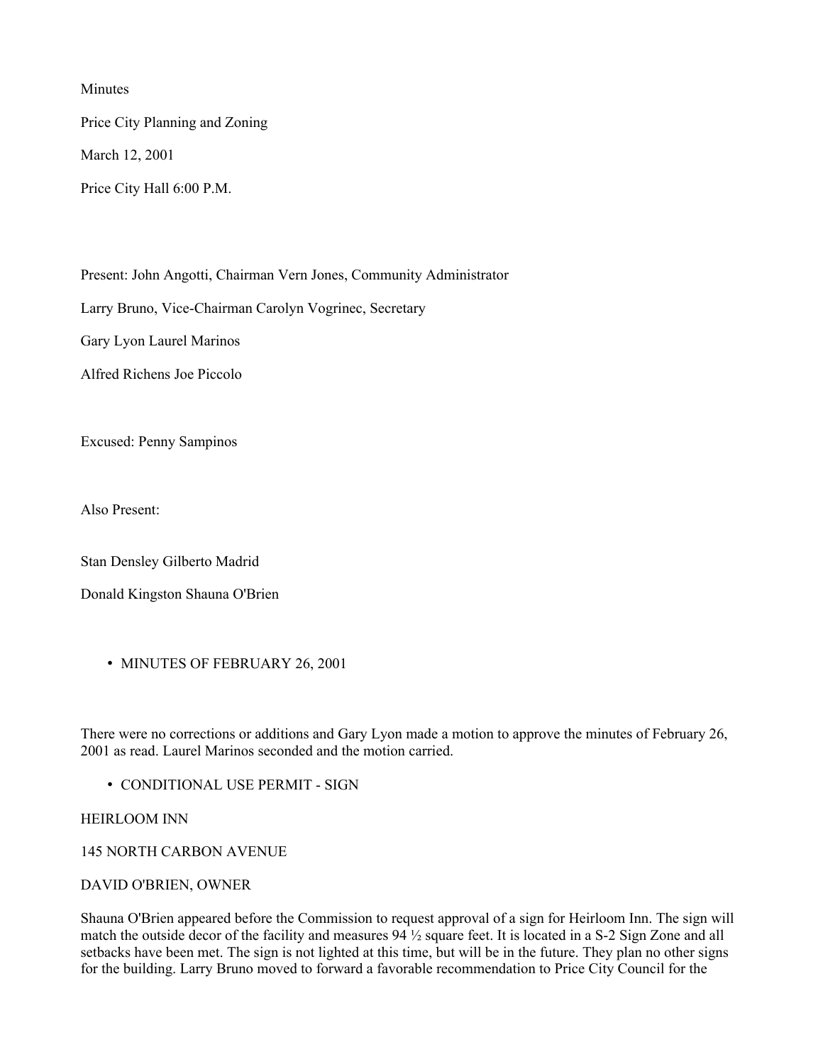Minutes

Price City Planning and Zoning

March 12, 2001

Price City Hall 6:00 P.M.

Present: John Angotti, Chairman Vern Jones, Community Administrator

Larry Bruno, Vice-Chairman Carolyn Vogrinec, Secretary

Gary Lyon Laurel Marinos

Alfred Richens Joe Piccolo

Excused: Penny Sampinos

Also Present:

Stan Densley Gilberto Madrid

Donald Kingston Shauna O'Brien

- MINUTES OF FEBRUARY 26, 2001

There were no corrections or additions and Gary Lyon made a motion to approve the minutes of February 26, 2001 as read. Laurel Marinos seconded and the motion carried.

- CONDITIONAL USE PERMIT - SIGN

HEIRLOOM INN

145 NORTH CARBON AVENUE

DAVID O'BRIEN, OWNER

Shauna O'Brien appeared before the Commission to request approval of a sign for Heirloom Inn. The sign will match the outside decor of the facility and measures 94 ½ square feet. It is located in a S-2 Sign Zone and all setbacks have been met. The sign is not lighted at this time, but will be in the future. They plan no other signs for the building. Larry Bruno moved to forward a favorable recommendation to Price City Council for the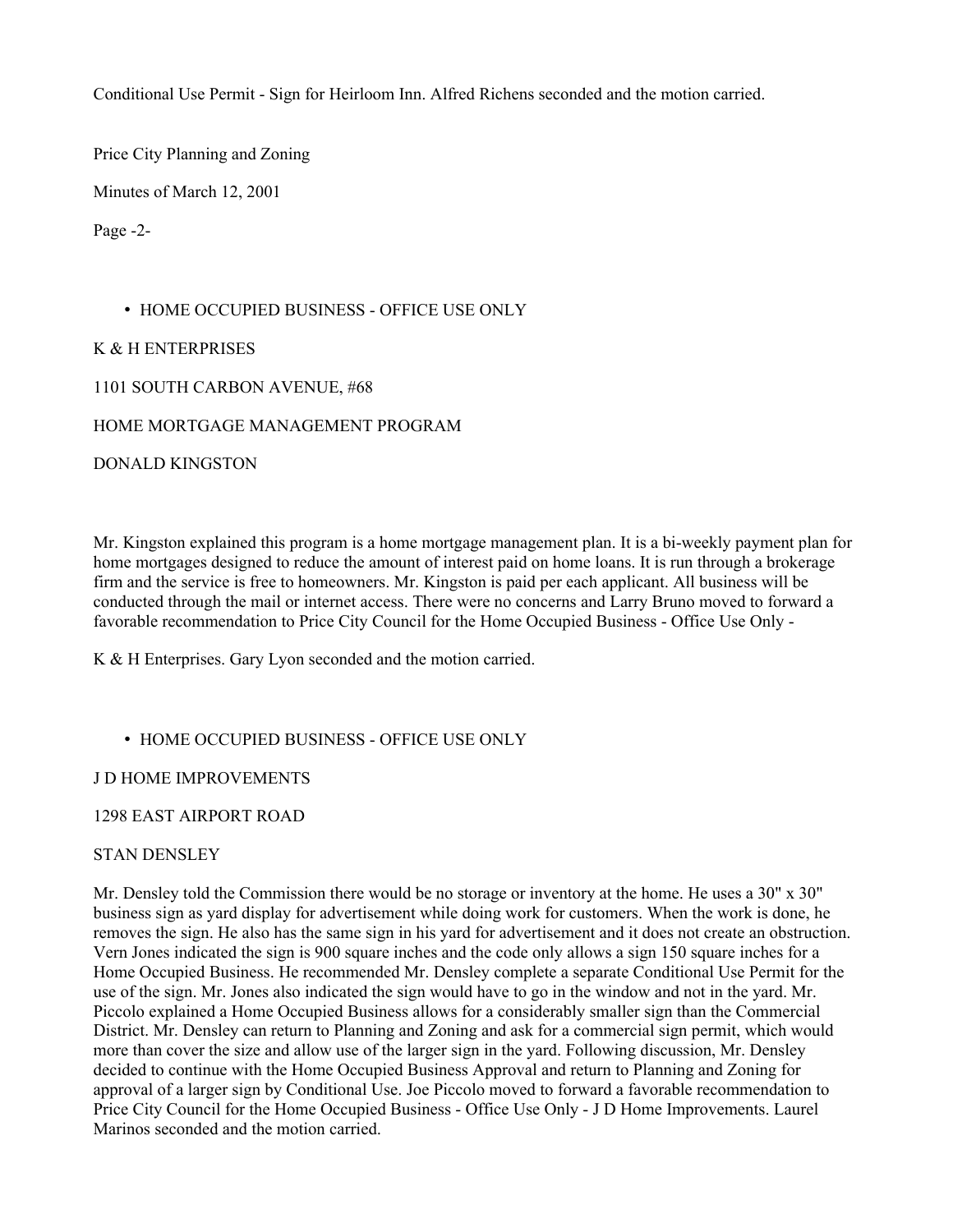Conditional Use Permit - Sign for Heirloom Inn. Alfred Richens seconded and the motion carried.

- HOME OCCUPIED BUSINESS - OFFICE USE ONLY

K & H ENTERPRISES

1101 SOUTH CARBON AVENUE, #68

HOME MORTGAGE MANAGEMENT PROGRAM

DONALD KINGSTON

Mr. Kingston explained this program is a home mortgage management plan. It is a bi-weekly payment plan for home mortgages designed to reduce the amount of interest paid on home loans. It is run through a brokerage firm and the service is free to homeowners. Mr. Kingston is paid per each applicant. All business will be conducted through the mail or internet access. There were no concerns and Larry Bruno moved to forward a favorable recommendation to Price City Council for the Home Occupied Business - Office Use Only -

K & H Enterprises. Gary Lyon seconded and the motion carried.

- HOME OCCUPIED BUSINESS - OFFICE USE ONLY

J D HOME IMPROVEMENTS

1298 EAST AIRPORT ROAD

STAN DENSLEY

Mr. Densley told the Commission there would be no storage or inventory at the home. He uses a 30" x 30" business sign as yard display for advertisement while doing work for customers. When the work is done, he removes the sign. He also has the same sign in his yard for advertisement and it does not create an obstruction. Vern Jones indicated the sign is 900 square inches and the code only allows a sign 150 square inches for a Home Occupied Business. He recommended Mr. Densley complete a separate Conditional Use Permit for the use of the sign. Mr. Jones also indicated the sign would have to go in the window and not in the yard. Mr. Piccolo explained a Home Occupied Business allows for a considerably smaller sign than the Commercial District. Mr. Densley can return to Planning and Zoning and ask for a commercial sign permit, which would more than cover the size and allow use of the larger sign in the yard. Following discussion, Mr. Densley decided to continue with the Home Occupied Business Approval and return to Planning and Zoning for approval of a larger sign by Conditional Use. Joe Piccolo moved to forward a favorable recommendation to Price City Council for the Home Occupied Business - Office Use Only - J D Home Improvements. Laurel Marinos seconded and the motion carried.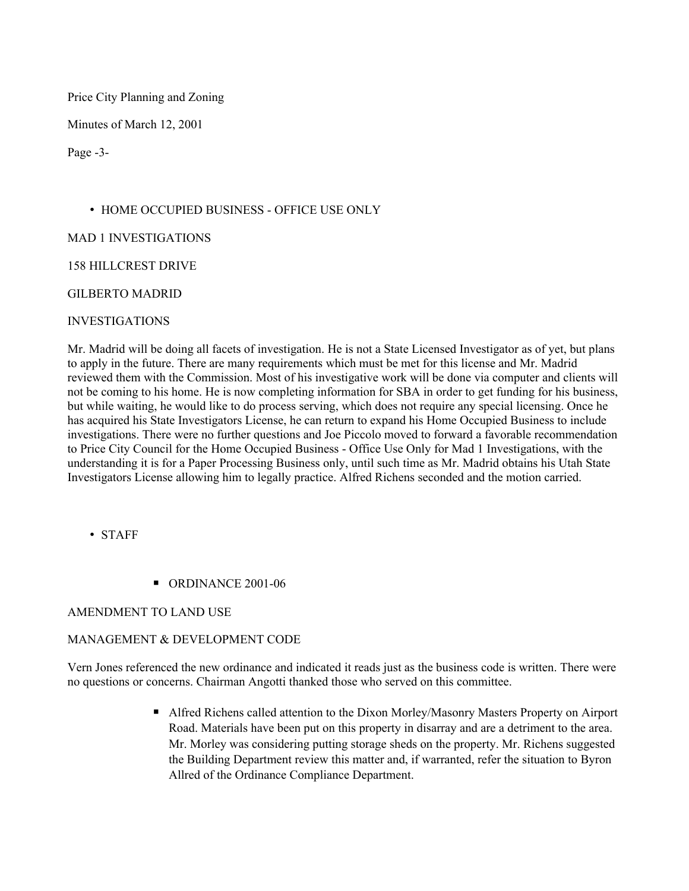- HOME OCCUPIED BUSINESS - OFFICE USE ONLY

MAD 1 INVESTIGATIONS

158 HILLCREST DRIVE

GILBERTO MADRID

INVESTIGATIONS

Mr. Madrid will be doing all facets of investigation. He is not a State Licensed Investigator as of yet, but plans to apply in the future. There are many requirements which must be met for this license and Mr. Madrid reviewed them with the Commission. Most of his investigative work will be done via computer and clients will not be coming to his home. He is now completing information for SBA in order to get funding for his business, but while waiting, he would like to do process serving, which does not require any special licensing. Once he has acquired his State Investigators License, he can return to expand his Home Occupied Business to include investigations. There were no further questions and Joe Piccolo moved to forward a favorable recommendation to Price City Council for the Home Occupied Business - Office Use Only for Mad 1 Investigations, with the understanding it is for a Paper Processing Business only, until such time as Mr. Madrid obtains his Utah State Investigators License allowing him to legally practice. Alfred Richens seconded and the motion carried.

- STAFF

    - ORDINANCE 2001-06

AMENDMENT TO LAND USE

MANAGEMENT & DEVELOPMENT CODE

Vern Jones referenced the new ordinance and indicated it reads just as the business code is written. There were no questions or concerns. Chairman Angotti thanked those who served on this committee.

- Alfred Richens called attention to the Dixon Morley/Masonry Masters Property on Airport Road. Materials have been put on this property in disarray and are a detriment to the area. Mr. Morley was considering putting storage sheds on the property. Mr. Richens suggested the Building Department review this matter and, if warranted, refer the situation to Byron Allred of the Ordinance Compliance Department.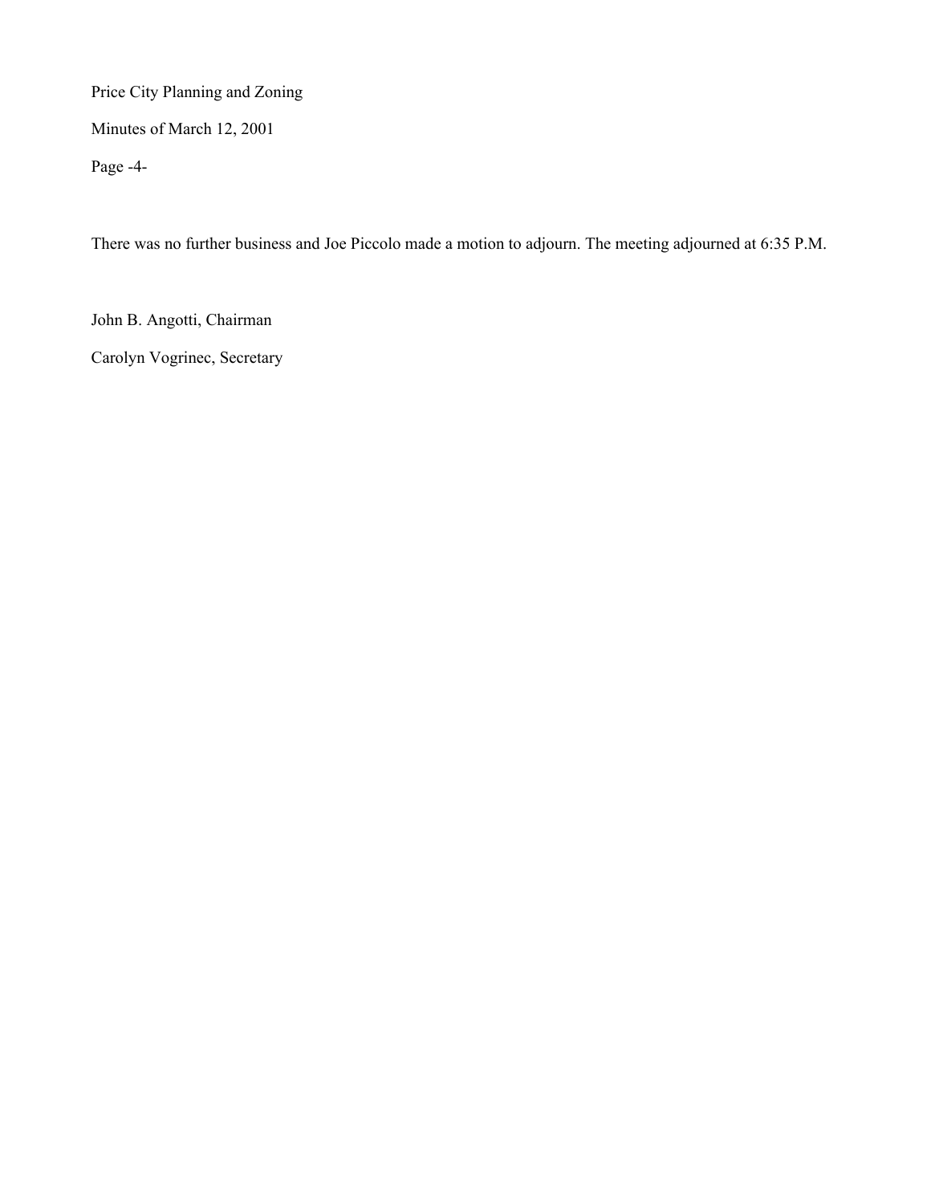There was no further business and Joe Piccolo made a motion to adjourn. The meeting adjourned at 6:35 P.M.

John B. Angotti, Chairman

Carolyn Vogrinec, Secretary